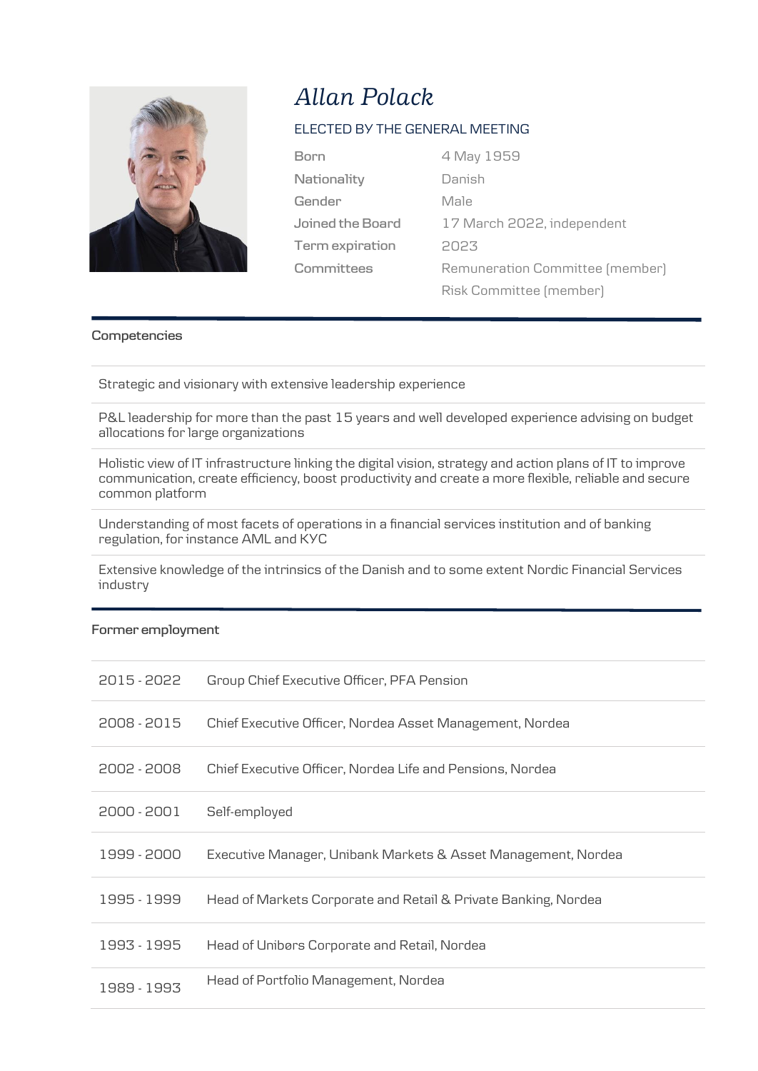# *Allan Polack*

ELECTED BY THE GENERAL MEETING

| | |
|---|---|
| Born | 4 May 1959 |
| Nationality | Danish |
| Gender | Male |
| Joined the Board | 17 March 2022, independent |
| Term expiration | 2023 |
| Committees | Remuneration Committee (member)<br>Risk Committee (member) |

## Competencies

- Strategic and visionary with extensive leadership experience
- P&L leadership for more than the past 15 years and well developed experience advising on budget allocations for large organizations
- Holistic view of IT infrastructure linking the digital vision, strategy and action plans of IT to improve communication, create efficiency, boost productivity and create a more flexible, reliable and secure common platform
- Understanding of most facets of operations in a financial services institution and of banking regulation, for instance AML and KYC
- Extensive knowledge of the intrinsics of the Danish and to some extent Nordic Financial Services industry

## Former employment

| | |
|---|---|
| 2015 - 2022 | Group Chief Executive Officer, PFA Pension |
| 2008 - 2015 | Chief Executive Officer, Nordea Asset Management, Nordea |
| 2002 - 2008 | Chief Executive Officer, Nordea Life and Pensions, Nordea |
| 2000 - 2001 | Self-employed |
| 1999 - 2000 | Executive Manager, Unibank Markets & Asset Management, Nordea |
| 1995 - 1999 | Head of Markets Corporate and Retail & Private Banking, Nordea |
| 1993 - 1995 | Head of Unibørs Corporate and Retail, Nordea |
| 1989 - 1993 | Head of Portfolio Management, Nordea |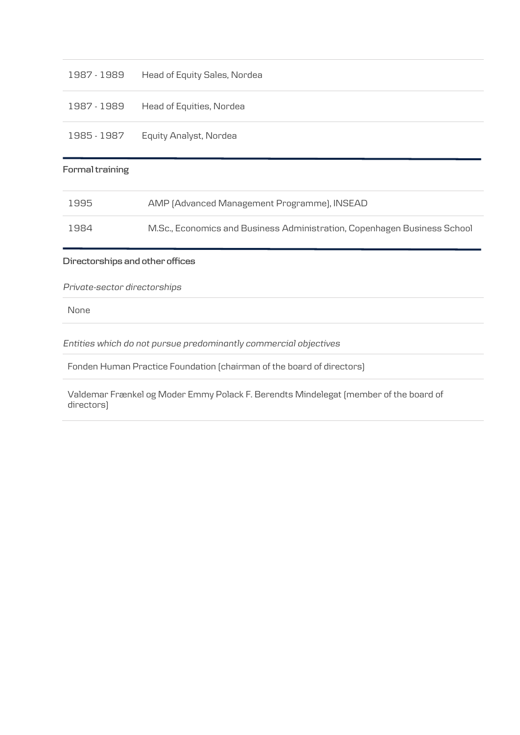| | |
|---|---|
| 1987 - 1989 | Head of Equity Sales, Nordea |
| 1987 - 1989 | Head of Equities, Nordea |
| 1985 - 1987 | Equity Analyst, Nordea |

## Formal training

| | |
|---|---|
| 1995 | AMP (Advanced Management Programme), INSEAD |
| 1984 | M.Sc., Economics and Business Administration, Copenhagen Business School |

## Directorships and other offices

*Private-sector directorships*

None

*Entities which do not pursue predominantly commercial objectives*

Fonden Human Practice Foundation (chairman of the board of directors)

Valdemar Frænkel og Moder Emmy Polack F. Berendts Mindelegat (member of the board of directors)